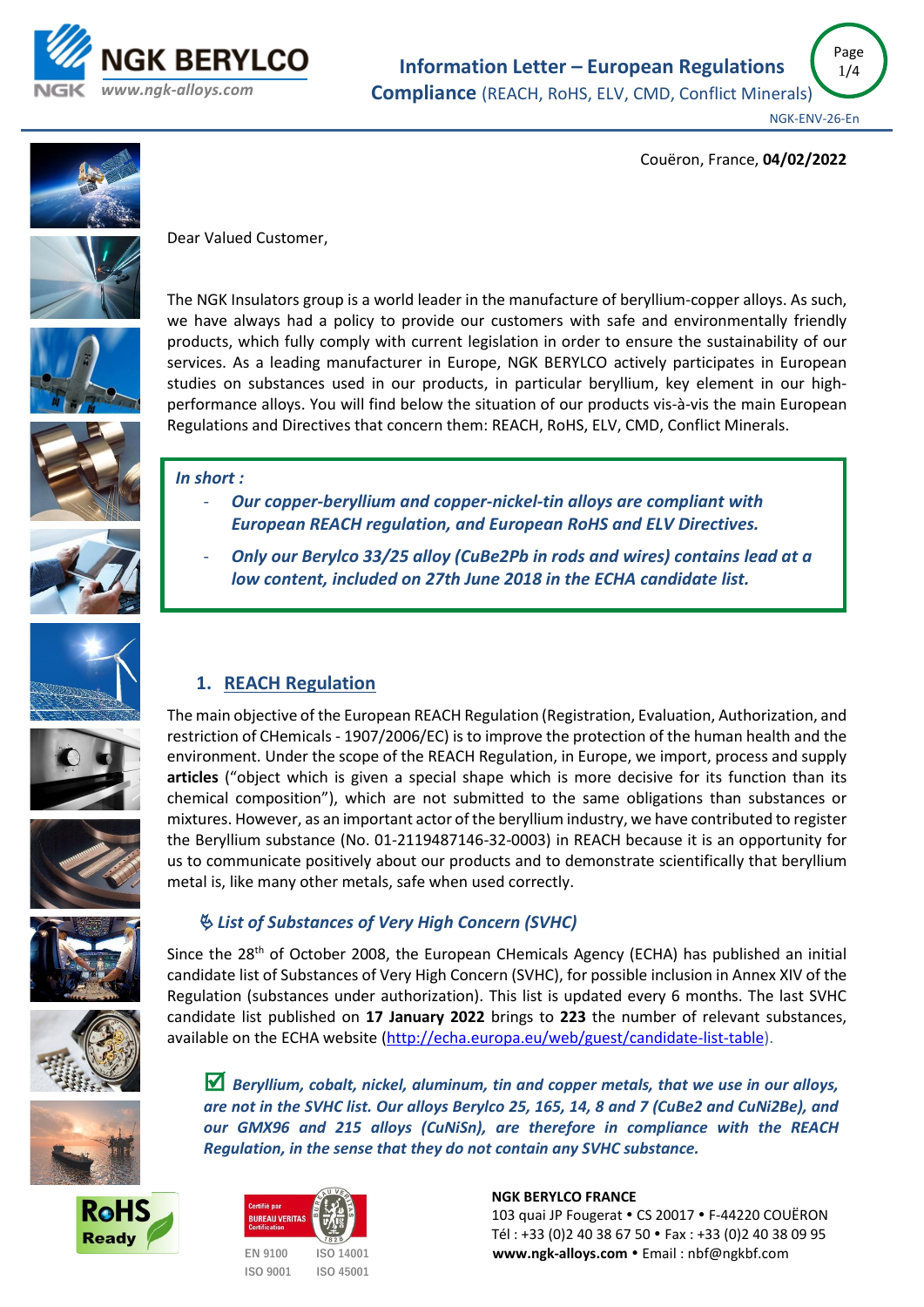# Information Letter – European Regulations Compliance (REACH, RoHS, ELV, CMD, Conflict Minerals)

NGK-ENV-26-En

Couëron, France, **04/02/2022**

Dear Valued Customer,

The NGK Insulators group is a world leader in the manufacture of beryllium-copper alloys. As such, we have always had a policy to provide our customers with safe and environmentally friendly products, which fully comply with current legislation in order to ensure the sustainability of our services. As a leading manufacturer in Europe, NGK BERYLCO actively participates in European studies on substances used in our products, in particular beryllium, key element in our high-performance alloys. You will find below the situation of our products vis-à-vis the main European Regulations and Directives that concern them: REACH, RoHS, ELV, CMD, Conflict Minerals.

***In short :***

- ***Our copper-beryllium and copper-nickel-tin alloys are compliant with European REACH regulation, and European RoHS and ELV Directives.***
- ***Only our Berylco 33/25 alloy (CuBe2Pb in rods and wires) contains lead at a low content, included on 27th June 2018 in the ECHA candidate list.***

## 1. REACH Regulation

The main objective of the European REACH Regulation (Registration, Evaluation, Authorization, and restriction of CHemicals - 1907/2006/EC) is to improve the protection of the human health and the environment. Under the scope of the REACH Regulation, in Europe, we import, process and supply **articles** ("object which is given a special shape which is more decisive for its function than its chemical composition"), which are not submitted to the same obligations than substances or mixtures. However, as an important actor of the beryllium industry, we have contributed to register the Beryllium substance (No. 01-2119487146-32-0003) in REACH because it is an opportunity for us to communicate positively about our products and to demonstrate scientifically that beryllium metal is, like many other metals, safe when used correctly.

### *List of Substances of Very High Concern (SVHC)*

Since the 28th of October 2008, the European CHemicals Agency (ECHA) has published an initial candidate list of Substances of Very High Concern (SVHC), for possible inclusion in Annex XIV of the Regulation (substances under authorization). This list is updated every 6 months. The last SVHC candidate list published on **17 January 2022** brings to **223** the number of relevant substances, available on the ECHA website (http://echa.europa.eu/web/guest/candidate-list-table).

☑ ***Beryllium, cobalt, nickel, aluminum, tin and copper metals, that we use in our alloys, are not in the SVHC list. Our alloys Berylco 25, 165, 14, 8 and 7 (CuBe2 and CuNi2Be), and our GMX96 and 215 alloys (CuNiSn), are therefore in compliance with the REACH Regulation, in the sense that they do not contain any SVHC substance.***

RoHS Ready

Certifié par BUREAU VERITAS Certification
EN 9100 ISO 14001
ISO 9001 ISO 45001

**NGK BERYLCO FRANCE**
103 quai JP Fougerat • CS 20017 • F-44220 COUËRON
Tél : +33 (0)2 40 38 67 50 • Fax : +33 (0)2 40 38 09 95
**www.ngk-alloys.com** • Email : nbf@ngkbf.com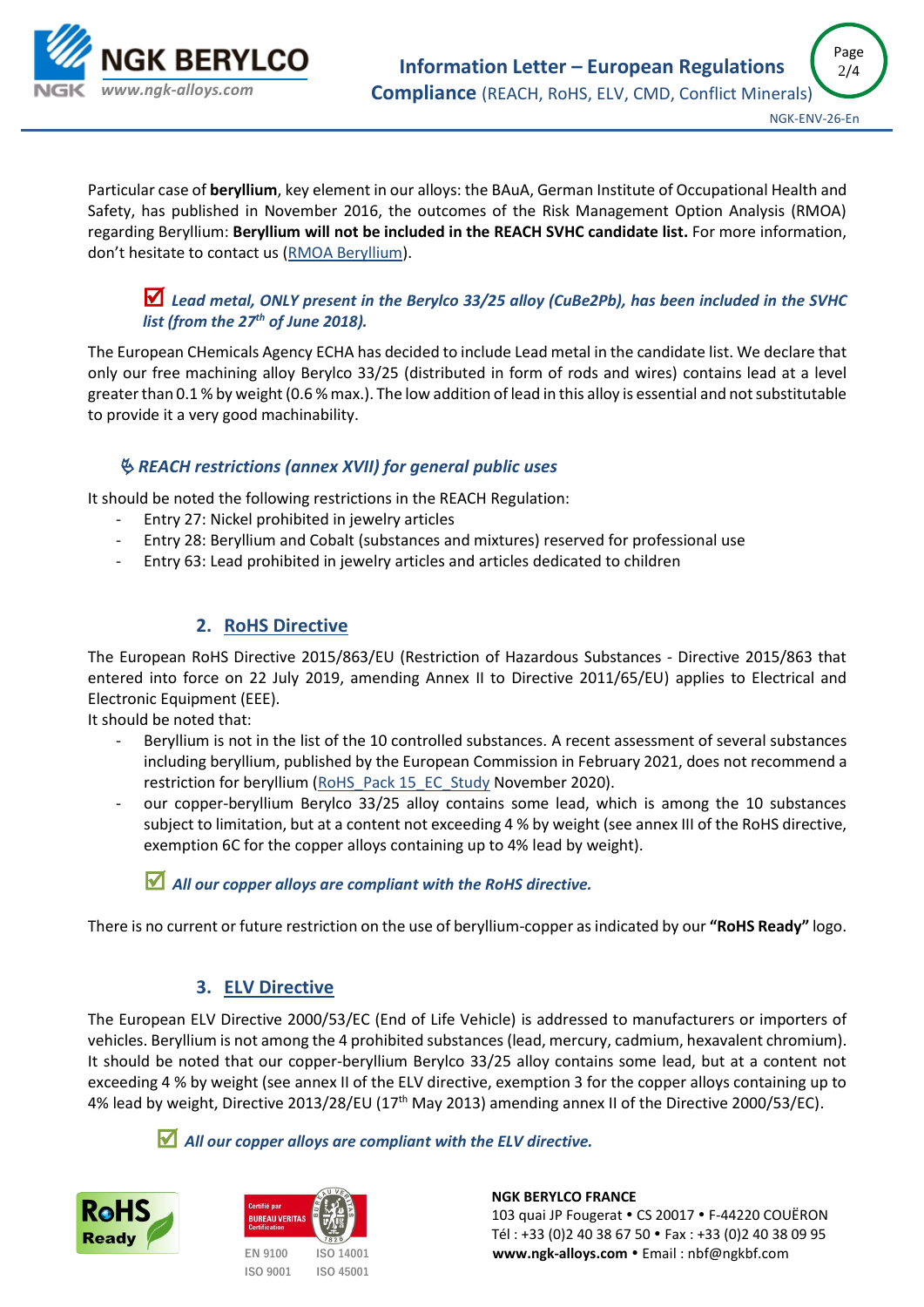Particular case of **beryllium**, key element in our alloys: the BAuA, German Institute of Occupational Health and Safety, has published in November 2016, the outcomes of the Risk Management Option Analysis (RMOA) regarding Beryllium: **Beryllium will not be included in the REACH SVHC candidate list.** For more information, don't hesitate to contact us ([RMOA Beryllium](RMOA Beryllium)).

☑ ***Lead metal, ONLY present in the Berylco 33/25 alloy (CuBe2Pb), has been included in the SVHC list (from the 27th of June 2018).***

The European CHemicals Agency ECHA has decided to include Lead metal in the candidate list. We declare that only our free machining alloy Berylco 33/25 (distributed in form of rods and wires) contains lead at a level greater than 0.1 % by weight (0.6 % max.). The low addition of lead in this alloy is essential and not substitutable to provide it a very good machinability.

***REACH restrictions (annex XVII) for general public uses***

It should be noted the following restrictions in the REACH Regulation:

- Entry 27: Nickel prohibited in jewelry articles
- Entry 28: Beryllium and Cobalt (substances and mixtures) reserved for professional use
- Entry 63: Lead prohibited in jewelry articles and articles dedicated to children

## 2. RoHS Directive

The European RoHS Directive 2015/863/EU (Restriction of Hazardous Substances - Directive 2015/863 that entered into force on 22 July 2019, amending Annex II to Directive 2011/65/EU) applies to Electrical and Electronic Equipment (EEE).
It should be noted that:

- Beryllium is not in the list of the 10 controlled substances. A recent assessment of several substances including beryllium, published by the European Commission in February 2021, does not recommend a restriction for beryllium (RoHS_Pack 15_EC_Study November 2020).
- our copper-beryllium Berylco 33/25 alloy contains some lead, which is among the 10 substances subject to limitation, but at a content not exceeding 4 % by weight (see annex III of the RoHS directive, exemption 6C for the copper alloys containing up to 4% lead by weight).

☑ ***All our copper alloys are compliant with the RoHS directive.***

There is no current or future restriction on the use of beryllium-copper as indicated by our **"RoHS Ready"** logo.

## 3. ELV Directive

The European ELV Directive 2000/53/EC (End of Life Vehicle) is addressed to manufacturers or importers of vehicles. Beryllium is not among the 4 prohibited substances (lead, mercury, cadmium, hexavalent chromium). It should be noted that our copper-beryllium Berylco 33/25 alloy contains some lead, but at a content not exceeding 4 % by weight (see annex II of the ELV directive, exemption 3 for the copper alloys containing up to 4% lead by weight, Directive 2013/28/EU (17th May 2013) amending annex II of the Directive 2000/53/EC).

☑ ***All our copper alloys are compliant with the ELV directive.***

EN 9100 ISO 14001
ISO 9001 ISO 45001

**NGK BERYLCO FRANCE**
103 quai JP Fougerat • CS 20017 • F-44220 COUËRON
Tél : +33 (0)2 40 38 67 50 • Fax : +33 (0)2 40 38 09 95
**www.ngk-alloys.com** • Email : nbf@ngkbf.com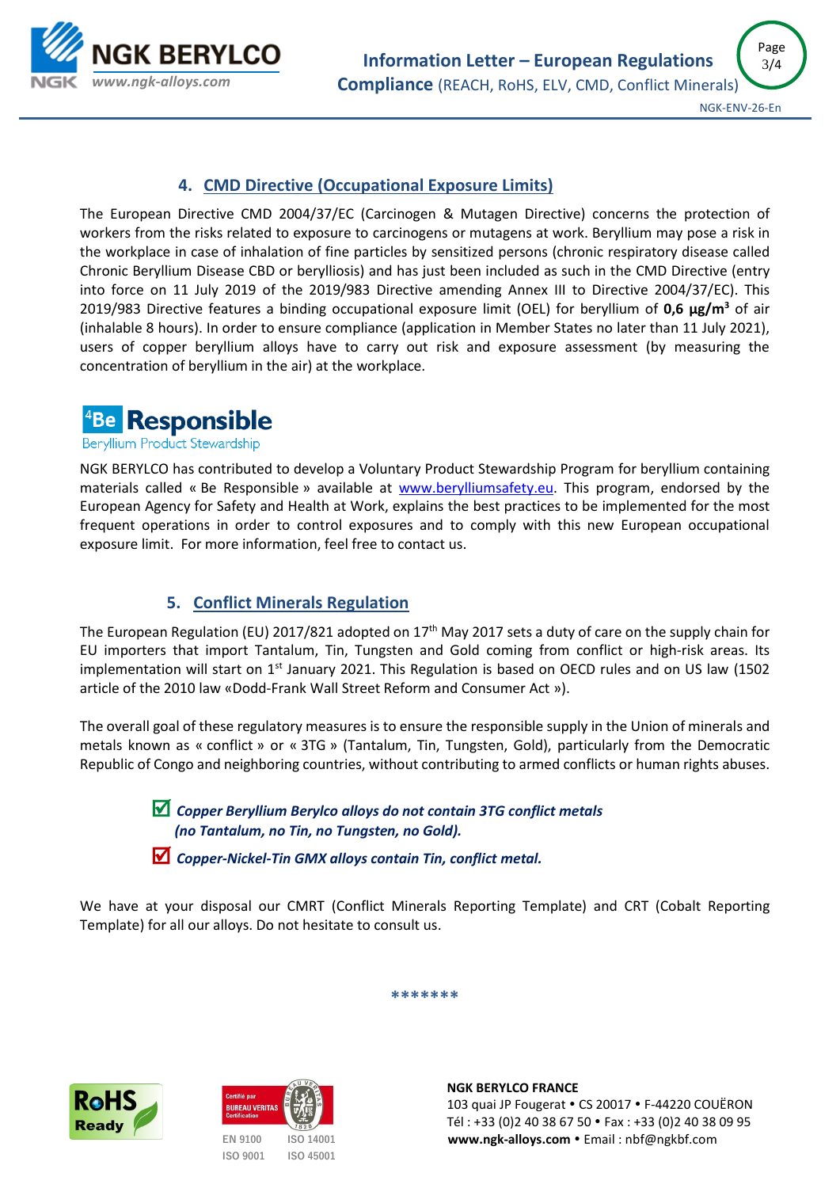## 4. CMD Directive (Occupational Exposure Limits)

The European Directive CMD 2004/37/EC (Carcinogen & Mutagen Directive) concerns the protection of workers from the risks related to exposure to carcinogens or mutagens at work. Beryllium may pose a risk in the workplace in case of inhalation of fine particles by sensitized persons (chronic respiratory disease called Chronic Beryllium Disease CBD or berylliosis) and has just been included as such in the CMD Directive (entry into force on 11 July 2019 of the 2019/983 Directive amending Annex III to Directive 2004/37/EC). This 2019/983 Directive features a binding occupational exposure limit (OEL) for beryllium of **0,6 µg/m³** of air (inhalable 8 hours). In order to ensure compliance (application in Member States no later than 11 July 2021), users of copper beryllium alloys have to carry out risk and exposure assessment (by measuring the concentration of beryllium in the air) at the workplace.

**⁴Be Responsible**
Beryllium Product Stewardship

NGK BERYLCO has contributed to develop a Voluntary Product Stewardship Program for beryllium containing materials called « Be Responsible » available at www.berylliumsafety.eu. This program, endorsed by the European Agency for Safety and Health at Work, explains the best practices to be implemented for the most frequent operations in order to control exposures and to comply with this new European occupational exposure limit. For more information, feel free to contact us.

## 5. Conflict Minerals Regulation

The European Regulation (EU) 2017/821 adopted on 17th May 2017 sets a duty of care on the supply chain for EU importers that import Tantalum, Tin, Tungsten and Gold coming from conflict or high-risk areas. Its implementation will start on 1st January 2021. This Regulation is based on OECD rules and on US law (1502 article of the 2010 law «Dodd-Frank Wall Street Reform and Consumer Act »).

The overall goal of these regulatory measures is to ensure the responsible supply in the Union of minerals and metals known as « conflict » or « 3TG » (Tantalum, Tin, Tungsten, Gold), particularly from the Democratic Republic of Congo and neighboring countries, without contributing to armed conflicts or human rights abuses.

- ☑ ***Copper Beryllium Berylco alloys do not contain 3TG conflict metals (no Tantalum, no Tin, no Tungsten, no Gold).***
- ☑ ***Copper-Nickel-Tin GMX alloys contain Tin, conflict metal.***

We have at your disposal our CMRT (Conflict Minerals Reporting Template) and CRT (Cobalt Reporting Template) for all our alloys. Do not hesitate to consult us.

*******

RoHS Ready

Certifié par BUREAU VERITAS Certification
EN 9100 ISO 14001
ISO 9001 ISO 45001

**NGK BERYLCO FRANCE**
103 quai JP Fougerat • CS 20017 • F-44220 COUËRON
Tél : +33 (0)2 40 38 67 50 • Fax : +33 (0)2 40 38 09 95
**www.ngk-alloys.com** • Email : nbf@ngkbf.com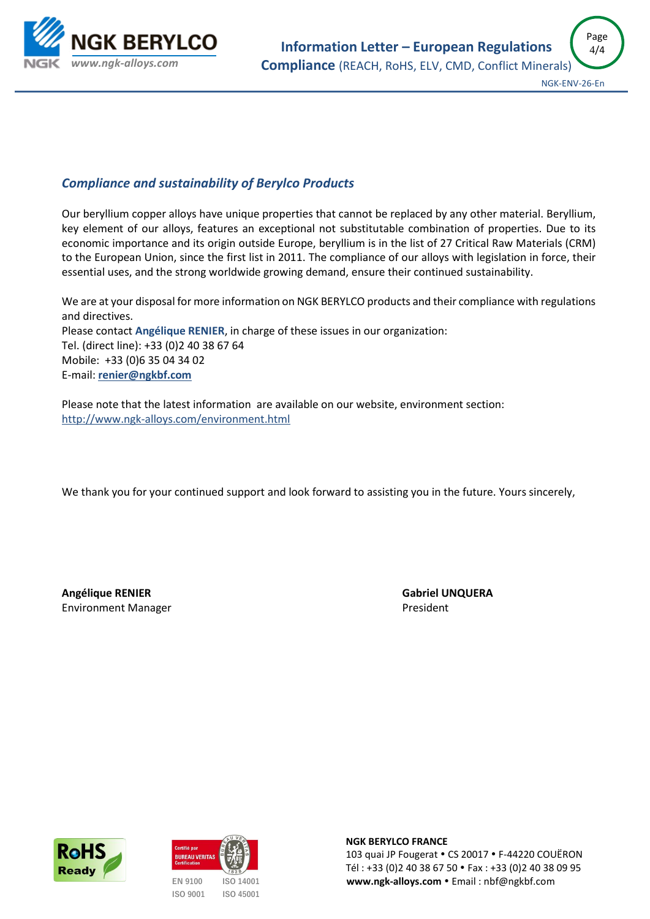### *Compliance and sustainability of Berylco Products*

Our beryllium copper alloys have unique properties that cannot be replaced by any other material. Beryllium, key element of our alloys, features an exceptional not substitutable combination of properties. Due to its economic importance and its origin outside Europe, beryllium is in the list of 27 Critical Raw Materials (CRM) to the European Union, since the first list in 2011. The compliance of our alloys with legislation in force, their essential uses, and the strong worldwide growing demand, ensure their continued sustainability.

We are at your disposal for more information on NGK BERYLCO products and their compliance with regulations and directives.
Please contact **Angélique RENIER**, in charge of these issues in our organization:
Tel. (direct line): +33 (0)2 40 38 67 64
Mobile: +33 (0)6 35 04 34 02
E-mail: **renier@ngkbf.com**

Please note that the latest information are available on our website, environment section:
http://www.ngk-alloys.com/environment.html

We thank you for your continued support and look forward to assisting you in the future. Yours sincerely,

**Angélique RENIER**
Environment Manager

**Gabriel UNQUERA**
President

EN 9100 ISO 14001
ISO 9001 ISO 45001

**NGK BERYLCO FRANCE**
103 quai JP Fougerat • CS 20017 • F-44220 COUËRON
Tél : +33 (0)2 40 38 67 50 • Fax : +33 (0)2 40 38 09 95
**www.ngk-alloys.com** • Email : nbf@ngkbf.com